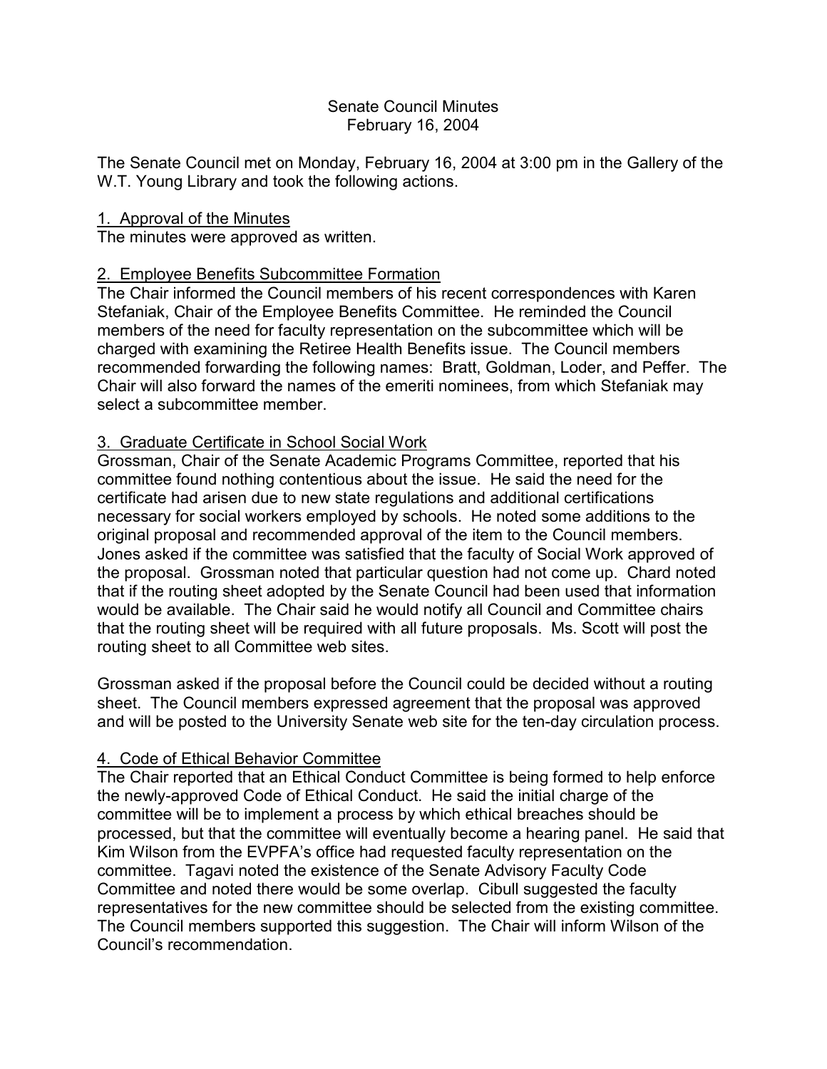# Senate Council Minutes
## February 16, 2004

The Senate Council met on Monday, February 16, 2004 at 3:00 pm in the Gallery of the W.T. Young Library and took the following actions.

### 1. Approval of the Minutes

The minutes were approved as written.

### 2. Employee Benefits Subcommittee Formation

The Chair informed the Council members of his recent correspondences with Karen Stefaniak, Chair of the Employee Benefits Committee. He reminded the Council members of the need for faculty representation on the subcommittee which will be charged with examining the Retiree Health Benefits issue. The Council members recommended forwarding the following names: Bratt, Goldman, Loder, and Peffer. The Chair will also forward the names of the emeriti nominees, from which Stefaniak may select a subcommittee member.

### 3. Graduate Certificate in School Social Work

Grossman, Chair of the Senate Academic Programs Committee, reported that his committee found nothing contentious about the issue. He said the need for the certificate had arisen due to new state regulations and additional certifications necessary for social workers employed by schools. He noted some additions to the original proposal and recommended approval of the item to the Council members. Jones asked if the committee was satisfied that the faculty of Social Work approved of the proposal. Grossman noted that particular question had not come up. Chard noted that if the routing sheet adopted by the Senate Council had been used that information would be available. The Chair said he would notify all Council and Committee chairs that the routing sheet will be required with all future proposals. Ms. Scott will post the routing sheet to all Committee web sites.

Grossman asked if the proposal before the Council could be decided without a routing sheet. The Council members expressed agreement that the proposal was approved and will be posted to the University Senate web site for the ten-day circulation process.

### 4. Code of Ethical Behavior Committee

The Chair reported that an Ethical Conduct Committee is being formed to help enforce the newly-approved Code of Ethical Conduct. He said the initial charge of the committee will be to implement a process by which ethical breaches should be processed, but that the committee will eventually become a hearing panel. He said that Kim Wilson from the EVPFA's office had requested faculty representation on the committee. Tagavi noted the existence of the Senate Advisory Faculty Code Committee and noted there would be some overlap. Cibull suggested the faculty representatives for the new committee should be selected from the existing committee. The Council members supported this suggestion. The Chair will inform Wilson of the Council's recommendation.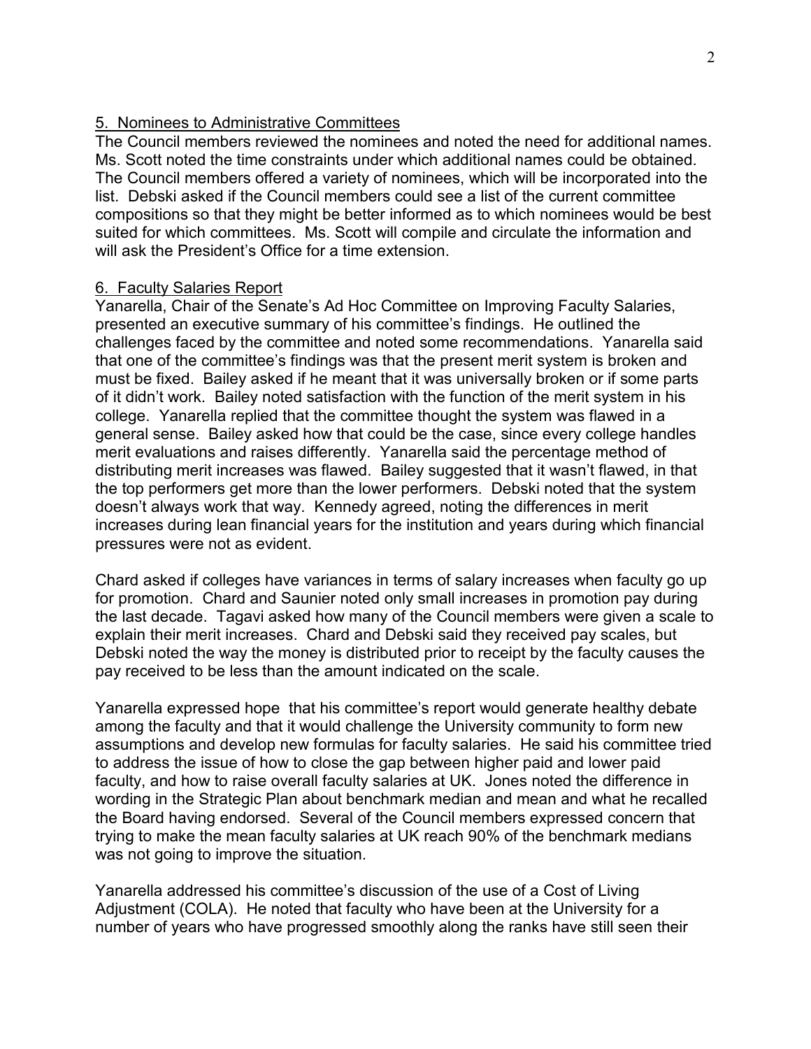## 5. Nominees to Administrative Committees

The Council members reviewed the nominees and noted the need for additional names. Ms. Scott noted the time constraints under which additional names could be obtained. The Council members offered a variety of nominees, which will be incorporated into the list. Debski asked if the Council members could see a list of the current committee compositions so that they might be better informed as to which nominees would be best suited for which committees. Ms. Scott will compile and circulate the information and will ask the President's Office for a time extension.

## 6. Faculty Salaries Report

Yanarella, Chair of the Senate's Ad Hoc Committee on Improving Faculty Salaries, presented an executive summary of his committee's findings. He outlined the challenges faced by the committee and noted some recommendations. Yanarella said that one of the committee's findings was that the present merit system is broken and must be fixed. Bailey asked if he meant that it was universally broken or if some parts of it didn't work. Bailey noted satisfaction with the function of the merit system in his college. Yanarella replied that the committee thought the system was flawed in a general sense. Bailey asked how that could be the case, since every college handles merit evaluations and raises differently. Yanarella said the percentage method of distributing merit increases was flawed. Bailey suggested that it wasn't flawed, in that the top performers get more than the lower performers. Debski noted that the system doesn't always work that way. Kennedy agreed, noting the differences in merit increases during lean financial years for the institution and years during which financial pressures were not as evident.

Chard asked if colleges have variances in terms of salary increases when faculty go up for promotion. Chard and Saunier noted only small increases in promotion pay during the last decade. Tagavi asked how many of the Council members were given a scale to explain their merit increases. Chard and Debski said they received pay scales, but Debski noted the way the money is distributed prior to receipt by the faculty causes the pay received to be less than the amount indicated on the scale.

Yanarella expressed hope that his committee's report would generate healthy debate among the faculty and that it would challenge the University community to form new assumptions and develop new formulas for faculty salaries. He said his committee tried to address the issue of how to close the gap between higher paid and lower paid faculty, and how to raise overall faculty salaries at UK. Jones noted the difference in wording in the Strategic Plan about benchmark median and mean and what he recalled the Board having endorsed. Several of the Council members expressed concern that trying to make the mean faculty salaries at UK reach 90% of the benchmark medians was not going to improve the situation.

Yanarella addressed his committee's discussion of the use of a Cost of Living Adjustment (COLA). He noted that faculty who have been at the University for a number of years who have progressed smoothly along the ranks have still seen their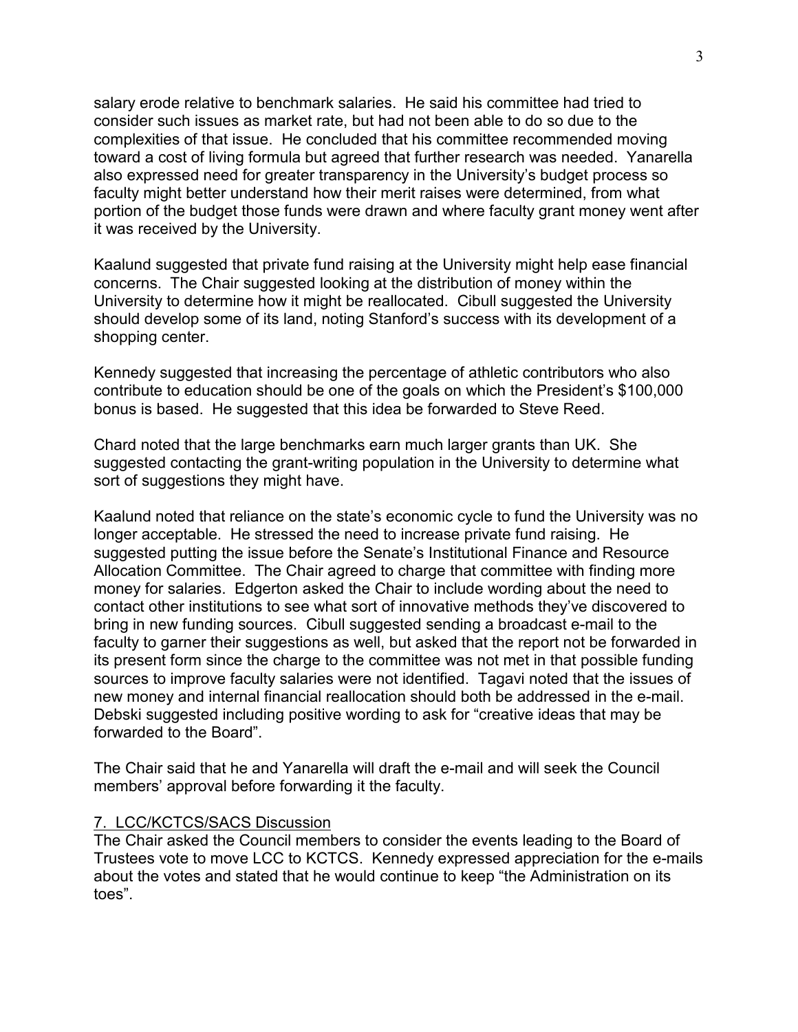salary erode relative to benchmark salaries. He said his committee had tried to consider such issues as market rate, but had not been able to do so due to the complexities of that issue. He concluded that his committee recommended moving toward a cost of living formula but agreed that further research was needed. Yanarella also expressed need for greater transparency in the University's budget process so faculty might better understand how their merit raises were determined, from what portion of the budget those funds were drawn and where faculty grant money went after it was received by the University.

Kaalund suggested that private fund raising at the University might help ease financial concerns. The Chair suggested looking at the distribution of money within the University to determine how it might be reallocated. Cibull suggested the University should develop some of its land, noting Stanford's success with its development of a shopping center.

Kennedy suggested that increasing the percentage of athletic contributors who also contribute to education should be one of the goals on which the President's $100,000 bonus is based. He suggested that this idea be forwarded to Steve Reed.

Chard noted that the large benchmarks earn much larger grants than UK. She suggested contacting the grant-writing population in the University to determine what sort of suggestions they might have.

Kaalund noted that reliance on the state's economic cycle to fund the University was no longer acceptable. He stressed the need to increase private fund raising. He suggested putting the issue before the Senate's Institutional Finance and Resource Allocation Committee. The Chair agreed to charge that committee with finding more money for salaries. Edgerton asked the Chair to include wording about the need to contact other institutions to see what sort of innovative methods they've discovered to bring in new funding sources. Cibull suggested sending a broadcast e-mail to the faculty to garner their suggestions as well, but asked that the report not be forwarded in its present form since the charge to the committee was not met in that possible funding sources to improve faculty salaries were not identified. Tagavi noted that the issues of new money and internal financial reallocation should both be addressed in the e-mail. Debski suggested including positive wording to ask for "creative ideas that may be forwarded to the Board".

The Chair said that he and Yanarella will draft the e-mail and will seek the Council members' approval before forwarding it the faculty.

## 7. LCC/KCTCS/SACS Discussion

The Chair asked the Council members to consider the events leading to the Board of Trustees vote to move LCC to KCTCS. Kennedy expressed appreciation for the e-mails about the votes and stated that he would continue to keep "the Administration on its toes".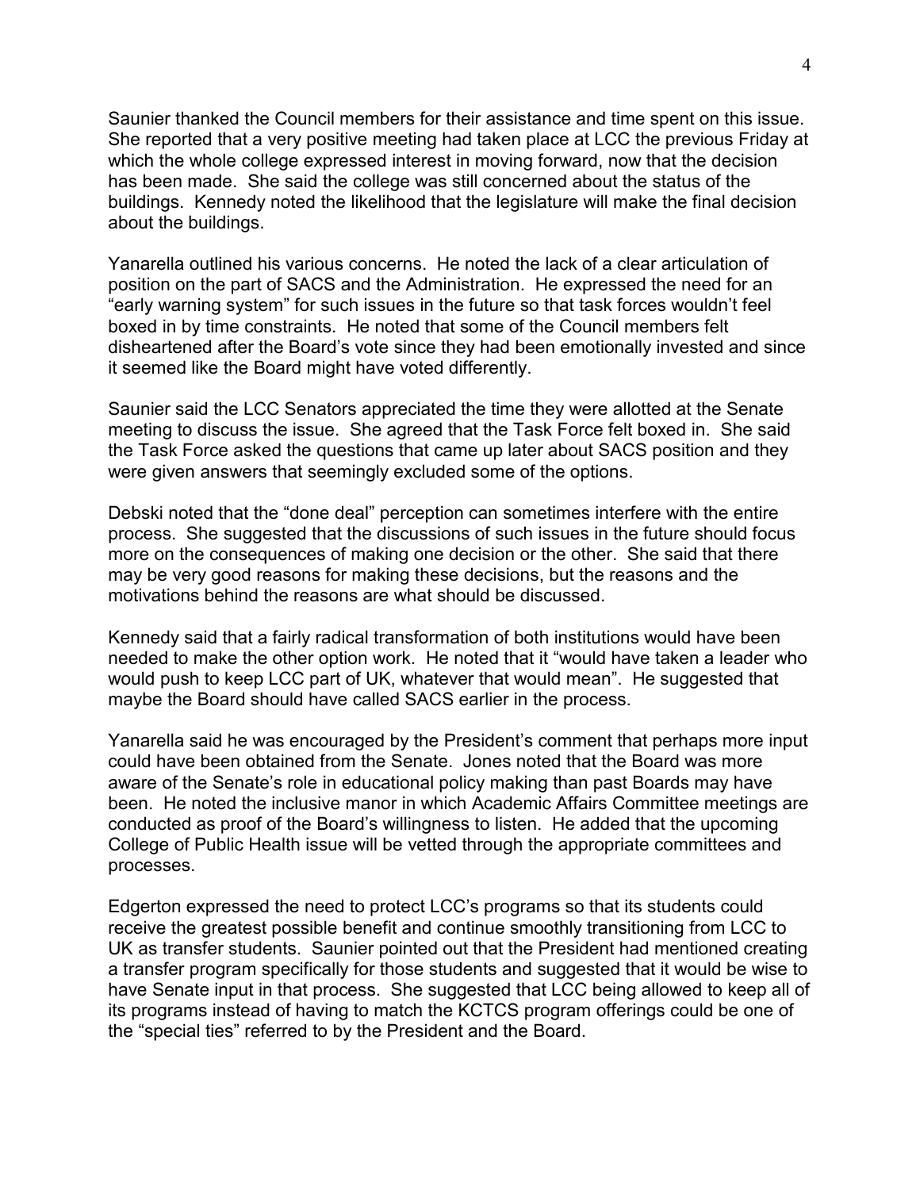Saunier thanked the Council members for their assistance and time spent on this issue. She reported that a very positive meeting had taken place at LCC the previous Friday at which the whole college expressed interest in moving forward, now that the decision has been made. She said the college was still concerned about the status of the buildings. Kennedy noted the likelihood that the legislature will make the final decision about the buildings.

Yanarella outlined his various concerns. He noted the lack of a clear articulation of position on the part of SACS and the Administration. He expressed the need for an "early warning system" for such issues in the future so that task forces wouldn't feel boxed in by time constraints. He noted that some of the Council members felt disheartened after the Board's vote since they had been emotionally invested and since it seemed like the Board might have voted differently.

Saunier said the LCC Senators appreciated the time they were allotted at the Senate meeting to discuss the issue. She agreed that the Task Force felt boxed in. She said the Task Force asked the questions that came up later about SACS position and they were given answers that seemingly excluded some of the options.

Debski noted that the "done deal" perception can sometimes interfere with the entire process. She suggested that the discussions of such issues in the future should focus more on the consequences of making one decision or the other. She said that there may be very good reasons for making these decisions, but the reasons and the motivations behind the reasons are what should be discussed.

Kennedy said that a fairly radical transformation of both institutions would have been needed to make the other option work. He noted that it "would have taken a leader who would push to keep LCC part of UK, whatever that would mean". He suggested that maybe the Board should have called SACS earlier in the process.

Yanarella said he was encouraged by the President's comment that perhaps more input could have been obtained from the Senate. Jones noted that the Board was more aware of the Senate's role in educational policy making than past Boards may have been. He noted the inclusive manor in which Academic Affairs Committee meetings are conducted as proof of the Board's willingness to listen. He added that the upcoming College of Public Health issue will be vetted through the appropriate committees and processes.

Edgerton expressed the need to protect LCC's programs so that its students could receive the greatest possible benefit and continue smoothly transitioning from LCC to UK as transfer students. Saunier pointed out that the President had mentioned creating a transfer program specifically for those students and suggested that it would be wise to have Senate input in that process. She suggested that LCC being allowed to keep all of its programs instead of having to match the KCTCS program offerings could be one of the "special ties" referred to by the President and the Board.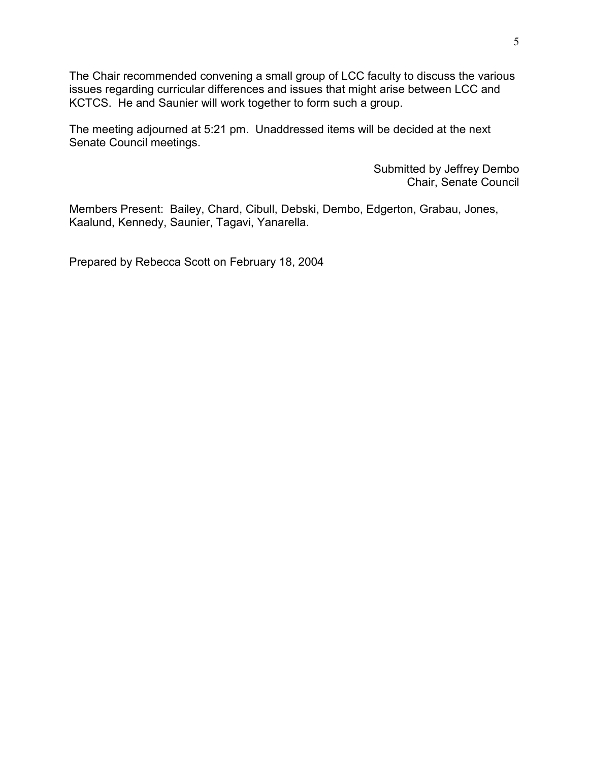The Chair recommended convening a small group of LCC faculty to discuss the various issues regarding curricular differences and issues that might arise between LCC and KCTCS. He and Saunier will work together to form such a group.

The meeting adjourned at 5:21 pm. Unaddressed items will be decided at the next Senate Council meetings.

Submitted by Jeffrey Dembo
Chair, Senate Council

Members Present: Bailey, Chard, Cibull, Debski, Dembo, Edgerton, Grabau, Jones, Kaalund, Kennedy, Saunier, Tagavi, Yanarella.

Prepared by Rebecca Scott on February 18, 2004